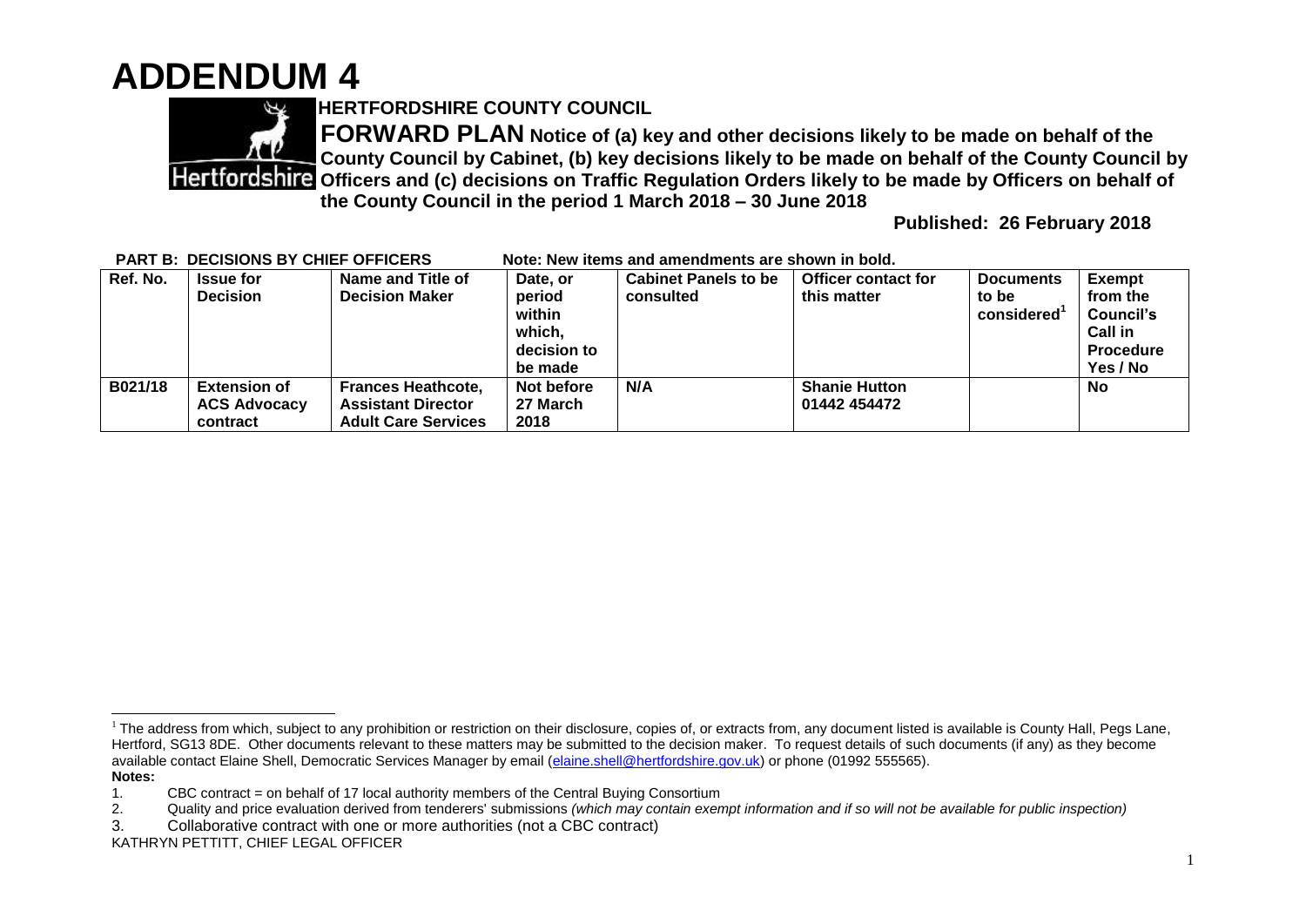# ADDENDUM 4

**HERTFORDSHIRE COUNTY COUNCIL**

**FORWARD PLAN Notice of (a) key and other decisions likely to be made on behalf of the County Council by Cabinet, (b) key decisions likely to be made on behalf of the County Council by Officers and (c) decisions on Traffic Regulation Orders likely to be made by Officers on behalf of the County Council in the period 1 March 2018 – 30 June 2018**

**Published: 26 February 2018**

**PART B: DECISIONS BY CHIEF OFFICERS** **Note: New items and amendments are shown in bold.**

| Ref. No. | Issue for Decision | Name and Title of Decision Maker | Date, or period within which, decision to be made | Cabinet Panels to be consulted | Officer contact for this matter | Documents to be considered[1] | Exempt from the Council's Call in Procedure Yes / No |
|---|---|---|---|---|---|---|---|
| **B021/18** | **Extension of ACS Advocacy contract** | **Frances Heathcote, Assistant Director Adult Care Services** | **Not before 27 March 2018** | **N/A** | **Shanie Hutton 01442 454472** | | **No** |

[1] The address from which, subject to any prohibition or restriction on their disclosure, copies of, or extracts from, any document listed is available is County Hall, Pegs Lane, Hertford, SG13 8DE. Other documents relevant to these matters may be submitted to the decision maker. To request details of such documents (if any) as they become available contact Elaine Shell, Democratic Services Manager by email (elaine.shell@hertfordshire.gov.uk) or phone (01992 555565).

**Notes:**

1. CBC contract = on behalf of 17 local authority members of the Central Buying Consortium
2. Quality and price evaluation derived from tenderers' submissions *(which may contain exempt information and if so will not be available for public inspection)*
3. Collaborative contract with one or more authorities (not a CBC contract)

KATHRYN PETTITT, CHIEF LEGAL OFFICER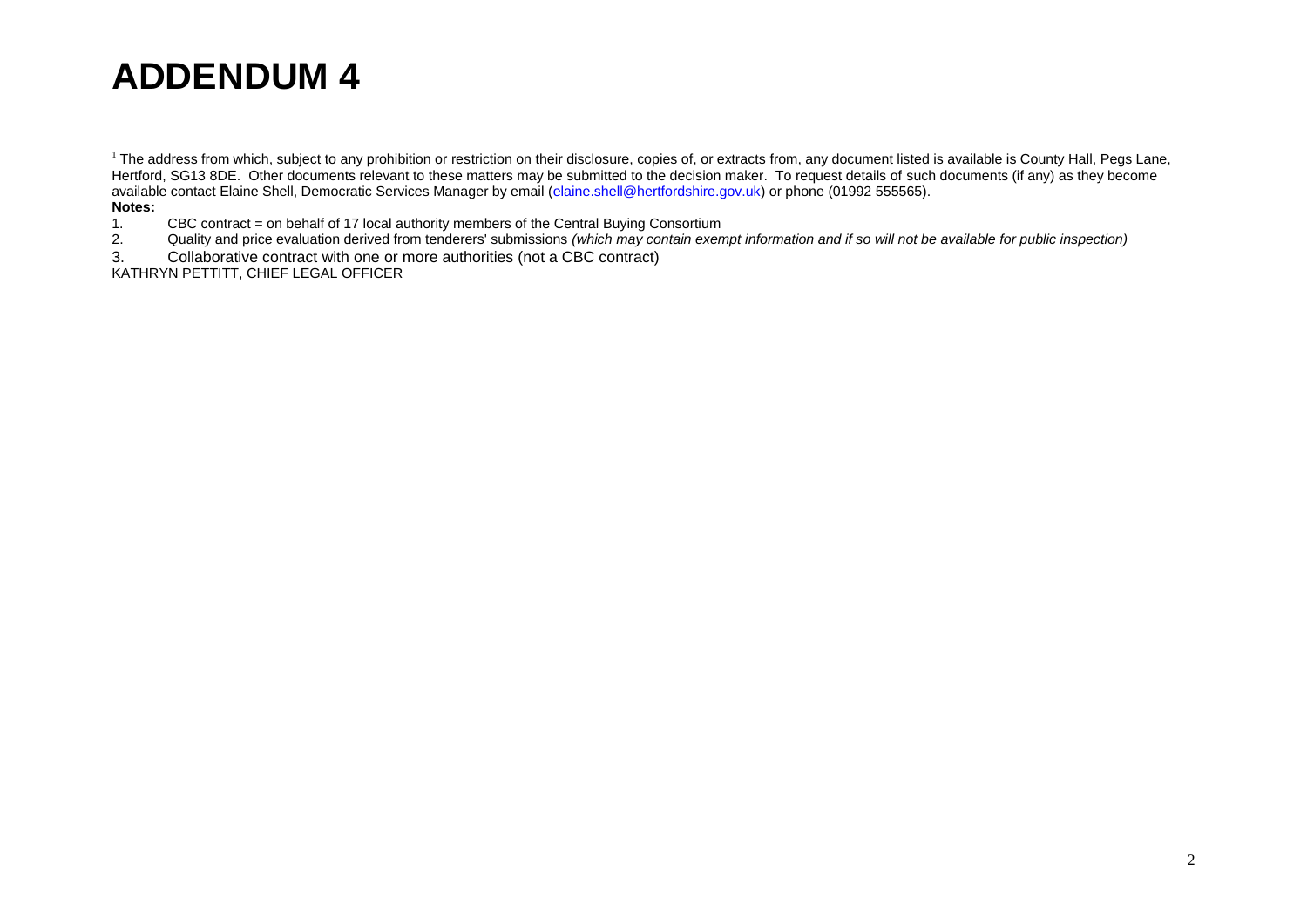# ADDENDUM 4

[1] The address from which, subject to any prohibition or restriction on their disclosure, copies of, or extracts from, any document listed is available is County Hall, Pegs Lane, Hertford, SG13 8DE. Other documents relevant to these matters may be submitted to the decision maker. To request details of such documents (if any) as they become available contact Elaine Shell, Democratic Services Manager by email (elaine.shell@hertfordshire.gov.uk) or phone (01992 555565).

**Notes:**

1. CBC contract = on behalf of 17 local authority members of the Central Buying Consortium
2. Quality and price evaluation derived from tenderers' submissions *(which may contain exempt information and if so will not be available for public inspection)*
3. Collaborative contract with one or more authorities (not a CBC contract)

KATHRYN PETTITT, CHIEF LEGAL OFFICER